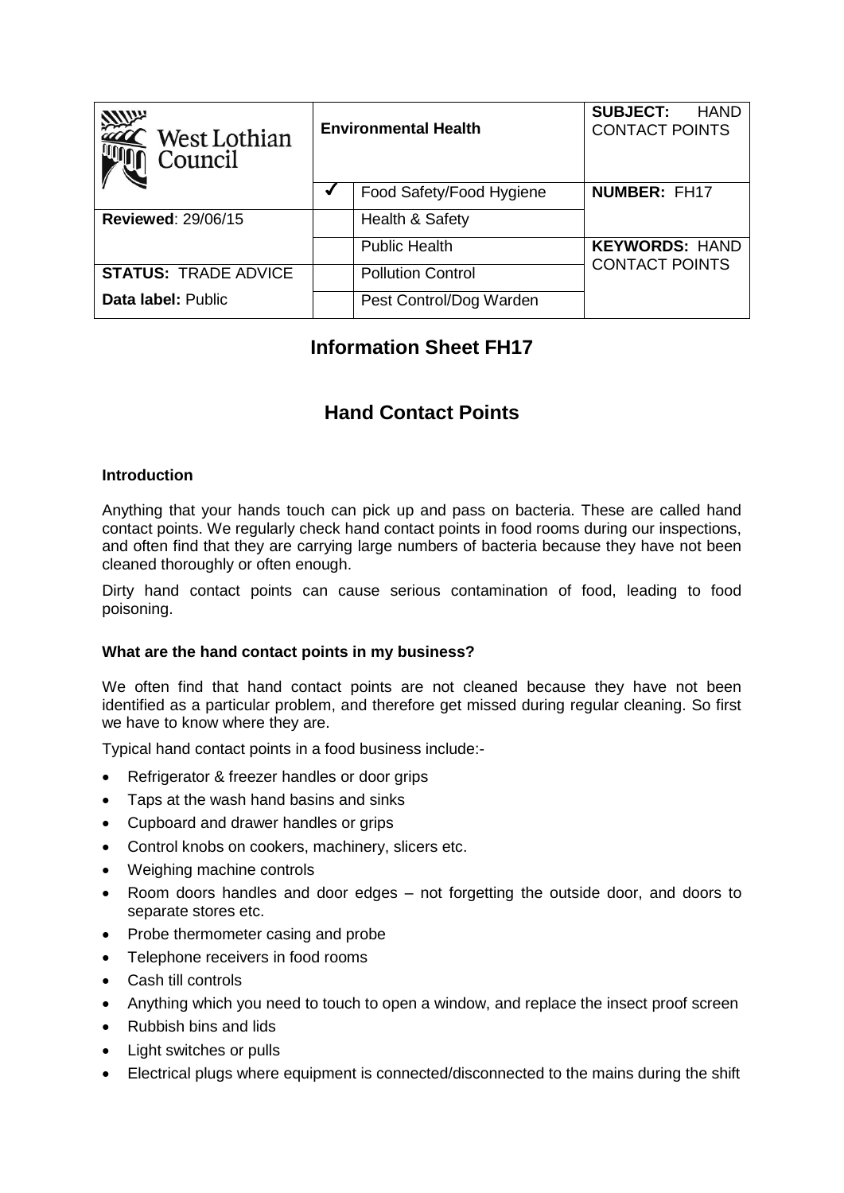| West Lothian Council | Environmental Health | | SUBJECT: HAND CONTACT POINTS |
|---|---|---|---|
| | ✓ | Food Safety/Food Hygiene | **NUMBER:** FH17 |
| **Reviewed**: 29/06/15 | | Health & Safety | |
| | | Public Health | **KEYWORDS:** HAND CONTACT POINTS |
| **STATUS:** TRADE ADVICE | | Pollution Control | |
| **Data label:** Public | | Pest Control/Dog Warden | |

# Information Sheet FH17

# Hand Contact Points

### Introduction

Anything that your hands touch can pick up and pass on bacteria. These are called hand contact points. We regularly check hand contact points in food rooms during our inspections, and often find that they are carrying large numbers of bacteria because they have not been cleaned thoroughly or often enough.

Dirty hand contact points can cause serious contamination of food, leading to food poisoning.

### What are the hand contact points in my business?

We often find that hand contact points are not cleaned because they have not been identified as a particular problem, and therefore get missed during regular cleaning. So first we have to know where they are.

Typical hand contact points in a food business include:-

- Refrigerator & freezer handles or door grips
- Taps at the wash hand basins and sinks
- Cupboard and drawer handles or grips
- Control knobs on cookers, machinery, slicers etc.
- Weighing machine controls
- Room doors handles and door edges – not forgetting the outside door, and doors to separate stores etc.
- Probe thermometer casing and probe
- Telephone receivers in food rooms
- Cash till controls
- Anything which you need to touch to open a window, and replace the insect proof screen
- Rubbish bins and lids
- Light switches or pulls
- Electrical plugs where equipment is connected/disconnected to the mains during the shift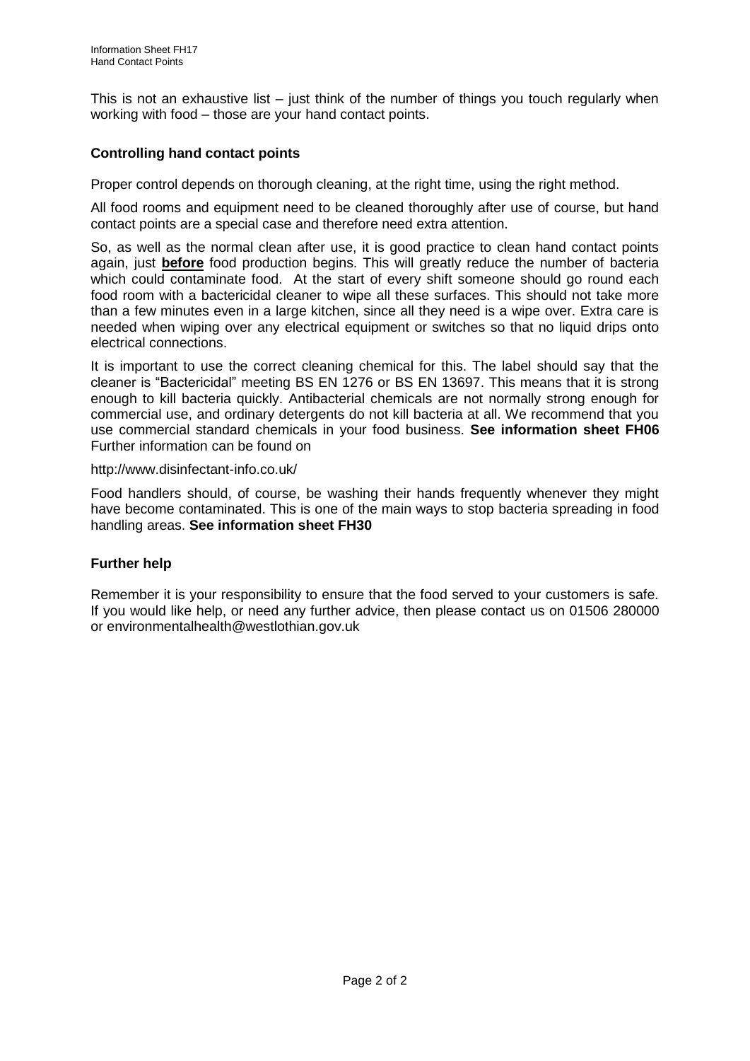This is not an exhaustive list – just think of the number of things you touch regularly when working with food – those are your hand contact points.

## Controlling hand contact points

Proper control depends on thorough cleaning, at the right time, using the right method.

All food rooms and equipment need to be cleaned thoroughly after use of course, but hand contact points are a special case and therefore need extra attention.

So, as well as the normal clean after use, it is good practice to clean hand contact points again, just **before** food production begins. This will greatly reduce the number of bacteria which could contaminate food. At the start of every shift someone should go round each food room with a bactericidal cleaner to wipe all these surfaces. This should not take more than a few minutes even in a large kitchen, since all they need is a wipe over. Extra care is needed when wiping over any electrical equipment or switches so that no liquid drips onto electrical connections.

It is important to use the correct cleaning chemical for this. The label should say that the cleaner is "Bactericidal" meeting BS EN 1276 or BS EN 13697. This means that it is strong enough to kill bacteria quickly. Antibacterial chemicals are not normally strong enough for commercial use, and ordinary detergents do not kill bacteria at all. We recommend that you use commercial standard chemicals in your food business. **See information sheet FH06** Further information can be found on

http://www.disinfectant-info.co.uk/

Food handlers should, of course, be washing their hands frequently whenever they might have become contaminated. This is one of the main ways to stop bacteria spreading in food handling areas. **See information sheet FH30**

## Further help

Remember it is your responsibility to ensure that the food served to your customers is safe. If you would like help, or need any further advice, then please contact us on 01506 280000 or environmentalhealth@westlothian.gov.uk